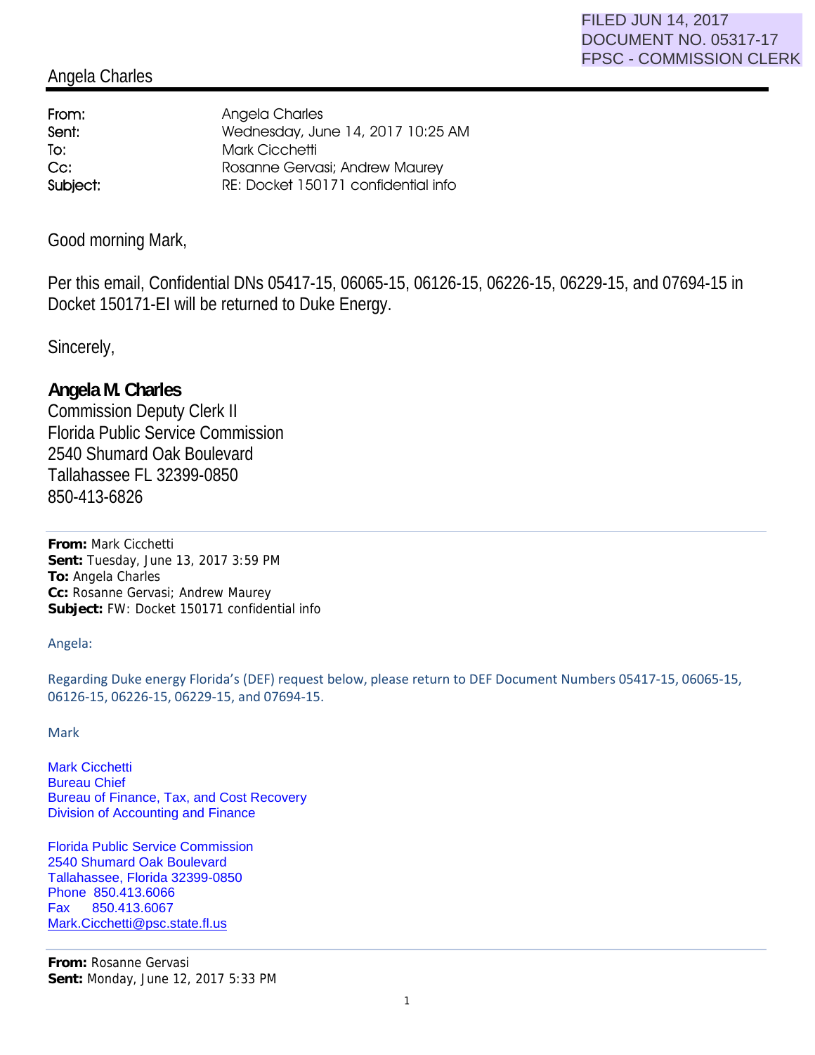FILED JUN 14, 2017
DOCUMENT NO. 05317-17
FPSC - COMMISSION CLERK

# Angela Charles

| | |
|---|---|
| **From:** | Angela Charles |
| **Sent:** | Wednesday, June 14, 2017 10:25 AM |
| **To:** | Mark Cicchetti |
| **Cc:** | Rosanne Gervasi; Andrew Maurey |
| **Subject:** | RE: Docket 150171 confidential info |

Good morning Mark,

Per this email, Confidential DNs 05417-15, 06065-15, 06126-15, 06226-15, 06229-15, and 07694-15 in Docket 150171-EI will be returned to Duke Energy.

Sincerely,

**Angela M. Charles**
Commission Deputy Clerk II
Florida Public Service Commission
2540 Shumard Oak Boulevard
Tallahassee FL 32399-0850
850-413-6826

---

**From:** Mark Cicchetti
**Sent:** Tuesday, June 13, 2017 3:59 PM
**To:** Angela Charles
**Cc:** Rosanne Gervasi; Andrew Maurey
**Subject:** FW: Docket 150171 confidential info

Angela:

Regarding Duke energy Florida's (DEF) request below, please return to DEF Document Numbers 05417-15, 06065-15, 06126-15, 06226-15, 06229-15, and 07694-15.

Mark

Mark Cicchetti
Bureau Chief
Bureau of Finance, Tax, and Cost Recovery
Division of Accounting and Finance

Florida Public Service Commission
2540 Shumard Oak Boulevard
Tallahassee, Florida 32399-0850
Phone 850.413.6066
Fax 850.413.6067
Mark.Cicchetti@psc.state.fl.us

---

**From:** Rosanne Gervasi
**Sent:** Monday, June 12, 2017 5:33 PM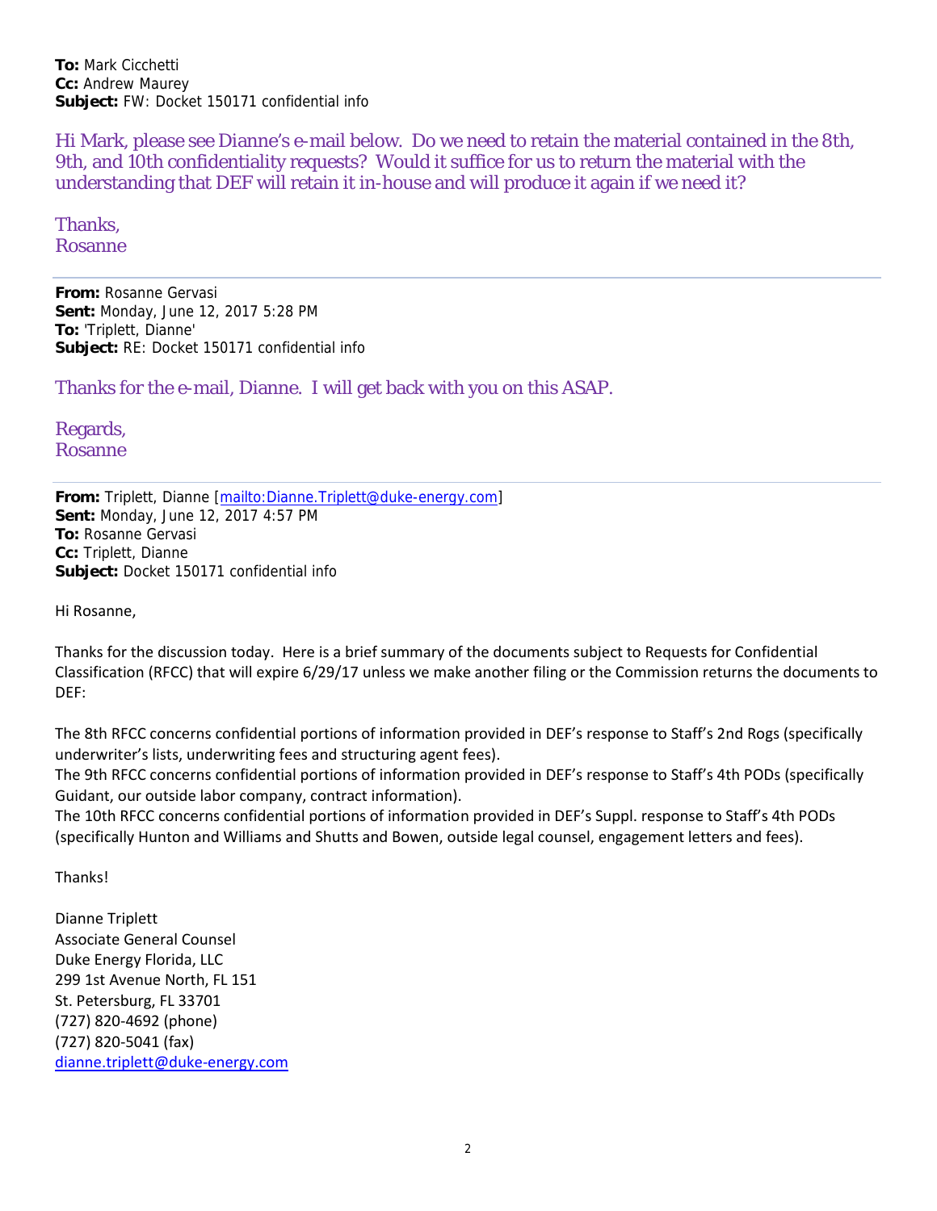**To:** Mark Cicchetti
**Cc:** Andrew Maurey
**Subject:** FW: Docket 150171 confidential info

Hi Mark, please see Dianne's e-mail below. Do we need to retain the material contained in the 8th, 9th, and 10th confidentiality requests? Would it suffice for us to return the material with the understanding that DEF will retain it in-house and will produce it again if we need it?

Thanks,
Rosanne

---

**From:** Rosanne Gervasi
**Sent:** Monday, June 12, 2017 5:28 PM
**To:** 'Triplett, Dianne'
**Subject:** RE: Docket 150171 confidential info

Thanks for the e-mail, Dianne. I will get back with you on this ASAP.

Regards,
Rosanne

---

**From:** Triplett, Dianne [mailto:Dianne.Triplett@duke-energy.com]
**Sent:** Monday, June 12, 2017 4:57 PM
**To:** Rosanne Gervasi
**Cc:** Triplett, Dianne
**Subject:** Docket 150171 confidential info

Hi Rosanne,

Thanks for the discussion today. Here is a brief summary of the documents subject to Requests for Confidential Classification (RFCC) that will expire 6/29/17 unless we make another filing or the Commission returns the documents to DEF:

The 8th RFCC concerns confidential portions of information provided in DEF's response to Staff's 2nd Rogs (specifically underwriter's lists, underwriting fees and structuring agent fees).
The 9th RFCC concerns confidential portions of information provided in DEF's response to Staff's 4th PODs (specifically Guidant, our outside labor company, contract information).
The 10th RFCC concerns confidential portions of information provided in DEF's Suppl. response to Staff's 4th PODs (specifically Hunton and Williams and Shutts and Bowen, outside legal counsel, engagement letters and fees).

Thanks!

Dianne Triplett
Associate General Counsel
Duke Energy Florida, LLC
299 1st Avenue North, FL 151
St. Petersburg, FL 33701
(727) 820-4692 (phone)
(727) 820-5041 (fax)
dianne.triplett@duke-energy.com